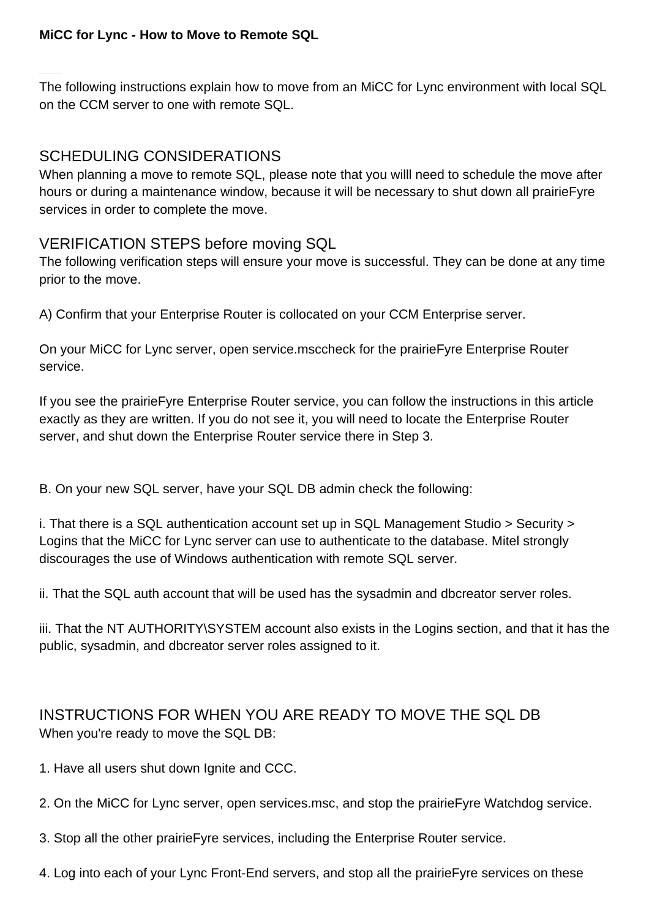**MiCC for Lync - How to Move to Remote SQL**

The following instructions explain how to move from an MiCC for Lync environment with local SQL on the CCM server to one with remote SQL.

## SCHEDULING CONSIDERATIONS

When planning a move to remote SQL, please note that you willl need to schedule the move after hours or during a maintenance window, because it will be necessary to shut down all prairieFyre services in order to complete the move.

## VERIFICATION STEPS before moving SQL

The following verification steps will ensure your move is successful. They can be done at any time prior to the move.

A) Confirm that your Enterprise Router is collocated on your CCM Enterprise server.

On your MiCC for Lync server, open service.msccheck for the prairieFyre Enterprise Router service.

If you see the prairieFyre Enterprise Router service, you can follow the instructions in this article exactly as they are written. If you do not see it, you will need to locate the Enterprise Router server, and shut down the Enterprise Router service there in Step 3.

B. On your new SQL server, have your SQL DB admin check the following:

i. That there is a SQL authentication account set up in SQL Management Studio > Security > Logins that the MiCC for Lync server can use to authenticate to the database. Mitel strongly discourages the use of Windows authentication with remote SQL server.

ii. That the SQL auth account that will be used has the sysadmin and dbcreator server roles.

iii. That the NT AUTHORITY\SYSTEM account also exists in the Logins section, and that it has the public, sysadmin, and dbcreator server roles assigned to it.

## INSTRUCTIONS FOR WHEN YOU ARE READY TO MOVE THE SQL DB

When you're ready to move the SQL DB:

1. Have all users shut down Ignite and CCC.

2. On the MiCC for Lync server, open services.msc, and stop the prairieFyre Watchdog service.

3. Stop all the other prairieFyre services, including the Enterprise Router service.

4. Log into each of your Lync Front-End servers, and stop all the prairieFyre services on these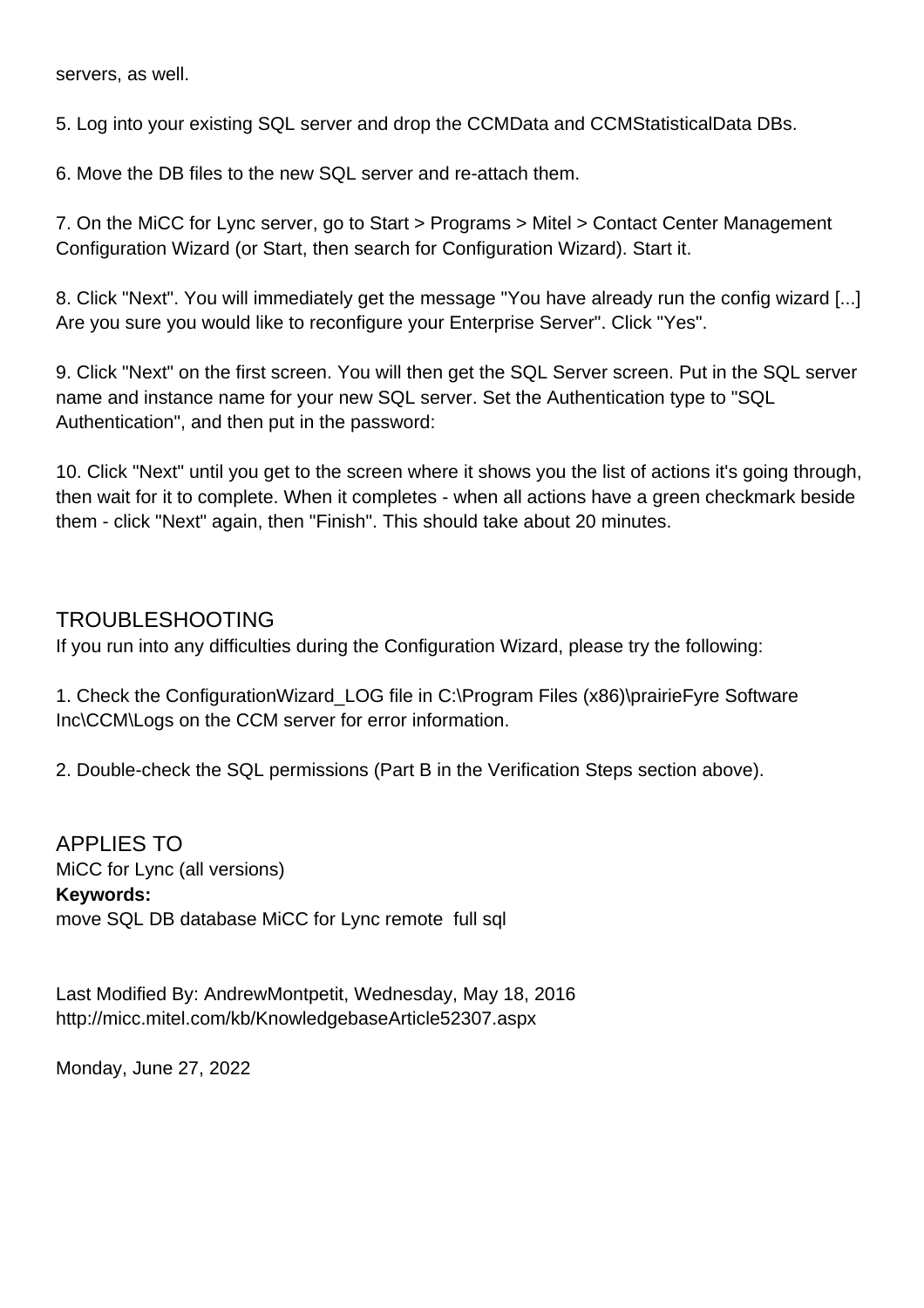servers, as well.

5. Log into your existing SQL server and drop the CCMData and CCMStatisticalData DBs.

6. Move the DB files to the new SQL server and re-attach them.

7. On the MiCC for Lync server, go to Start > Programs > Mitel > Contact Center Management Configuration Wizard (or Start, then search for Configuration Wizard). Start it.

8. Click "Next". You will immediately get the message "You have already run the config wizard [...] Are you sure you would like to reconfigure your Enterprise Server". Click "Yes".

9. Click "Next" on the first screen. You will then get the SQL Server screen. Put in the SQL server name and instance name for your new SQL server. Set the Authentication type to "SQL Authentication", and then put in the password:

10. Click "Next" until you get to the screen where it shows you the list of actions it's going through, then wait for it to complete. When it completes - when all actions have a green checkmark beside them - click "Next" again, then "Finish". This should take about 20 minutes.

## TROUBLESHOOTING

If you run into any difficulties during the Configuration Wizard, please try the following:

1. Check the ConfigurationWizard_LOG file in C:\Program Files (x86)\prairieFyre Software Inc\CCM\Logs on the CCM server for error information.

2. Double-check the SQL permissions (Part B in the Verification Steps section above).

## APPLIES TO

MiCC for Lync (all versions)

**Keywords:**

move SQL DB database MiCC for Lync remote full sql

Last Modified By: AndrewMontpetit, Wednesday, May 18, 2016
http://micc.mitel.com/kb/KnowledgebaseArticle52307.aspx

Monday, June 27, 2022